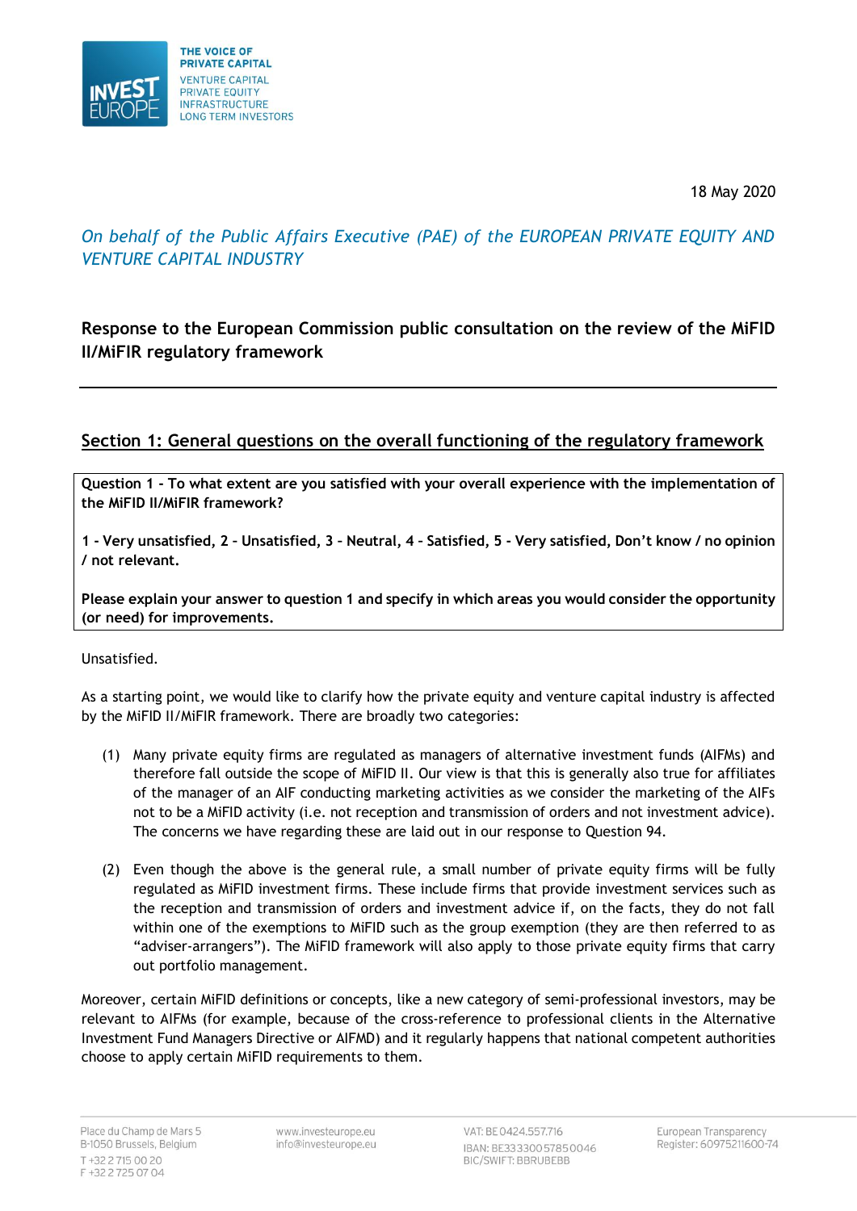THE VOICE OF PRIVATE CAPITAL
VENTURE CAPITAL
PRIVATE EQUITY
INFRASTRUCTURE
LONG TERM INVESTORS

18 May 2020

*On behalf of the Public Affairs Executive (PAE) of the EUROPEAN PRIVATE EQUITY AND VENTURE CAPITAL INDUSTRY*

**Response to the European Commission public consultation on the review of the MiFID II/MiFIR regulatory framework**

---

## Section 1: General questions on the overall functioning of the regulatory framework

**Question 1 - To what extent are you satisfied with your overall experience with the implementation of the MiFID II/MiFIR framework?**

**1 - Very unsatisfied, 2 – Unsatisfied, 3 – Neutral, 4 – Satisfied, 5 - Very satisfied, Don't know / no opinion / not relevant.**

**Please explain your answer to question 1 and specify in which areas you would consider the opportunity (or need) for improvements.**

Unsatisfied.

As a starting point, we would like to clarify how the private equity and venture capital industry is affected by the MiFID II/MiFIR framework. There are broadly two categories:

(1) Many private equity firms are regulated as managers of alternative investment funds (AIFMs) and therefore fall outside the scope of MiFID II. Our view is that this is generally also true for affiliates of the manager of an AIF conducting marketing activities as we consider the marketing of the AIFs not to be a MiFID activity (i.e. not reception and transmission of orders and not investment advice). The concerns we have regarding these are laid out in our response to Question 94.

(2) Even though the above is the general rule, a small number of private equity firms will be fully regulated as MiFID investment firms. These include firms that provide investment services such as the reception and transmission of orders and investment advice if, on the facts, they do not fall within one of the exemptions to MiFID such as the group exemption (they are then referred to as "adviser-arrangers"). The MiFID framework will also apply to those private equity firms that carry out portfolio management.

Moreover, certain MiFID definitions or concepts, like a new category of semi-professional investors, may be relevant to AIFMs (for example, because of the cross-reference to professional clients in the Alternative Investment Fund Managers Directive or AIFMD) and it regularly happens that national competent authorities choose to apply certain MiFID requirements to them.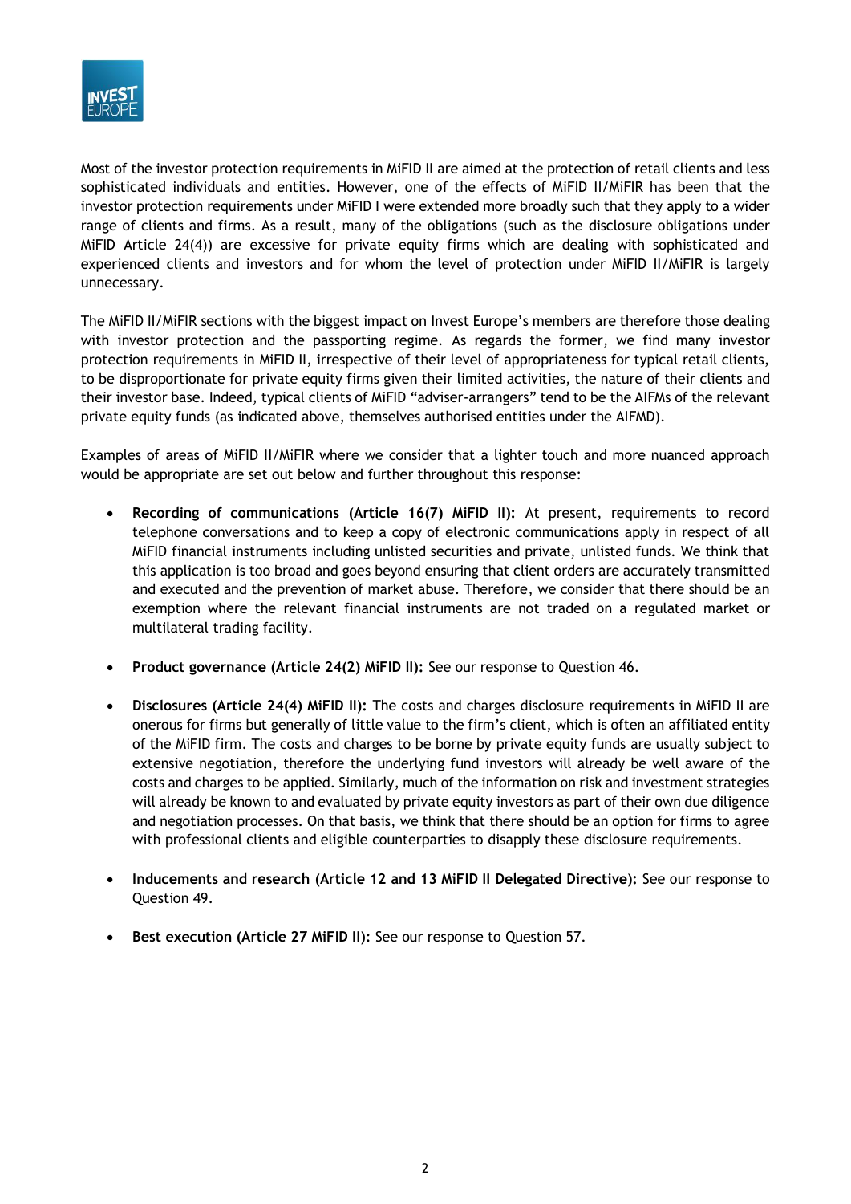Most of the investor protection requirements in MiFID II are aimed at the protection of retail clients and less sophisticated individuals and entities. However, one of the effects of MiFID II/MiFIR has been that the investor protection requirements under MiFID I were extended more broadly such that they apply to a wider range of clients and firms. As a result, many of the obligations (such as the disclosure obligations under MiFID Article 24(4)) are excessive for private equity firms which are dealing with sophisticated and experienced clients and investors and for whom the level of protection under MiFID II/MiFIR is largely unnecessary.

The MiFID II/MiFIR sections with the biggest impact on Invest Europe's members are therefore those dealing with investor protection and the passporting regime. As regards the former, we find many investor protection requirements in MiFID II, irrespective of their level of appropriateness for typical retail clients, to be disproportionate for private equity firms given their limited activities, the nature of their clients and their investor base. Indeed, typical clients of MiFID "adviser-arrangers" tend to be the AIFMs of the relevant private equity funds (as indicated above, themselves authorised entities under the AIFMD).

Examples of areas of MiFID II/MiFIR where we consider that a lighter touch and more nuanced approach would be appropriate are set out below and further throughout this response:

- **Recording of communications (Article 16(7) MiFID II):** At present, requirements to record telephone conversations and to keep a copy of electronic communications apply in respect of all MiFID financial instruments including unlisted securities and private, unlisted funds. We think that this application is too broad and goes beyond ensuring that client orders are accurately transmitted and executed and the prevention of market abuse. Therefore, we consider that there should be an exemption where the relevant financial instruments are not traded on a regulated market or multilateral trading facility.

- **Product governance (Article 24(2) MiFID II):** See our response to Question 46.

- **Disclosures (Article 24(4) MiFID II):** The costs and charges disclosure requirements in MiFID II are onerous for firms but generally of little value to the firm's client, which is often an affiliated entity of the MiFID firm. The costs and charges to be borne by private equity funds are usually subject to extensive negotiation, therefore the underlying fund investors will already be well aware of the costs and charges to be applied. Similarly, much of the information on risk and investment strategies will already be known to and evaluated by private equity investors as part of their own due diligence and negotiation processes. On that basis, we think that there should be an option for firms to agree with professional clients and eligible counterparties to disapply these disclosure requirements.

- **Inducements and research (Article 12 and 13 MiFID II Delegated Directive):** See our response to Question 49.

- **Best execution (Article 27 MiFID II):** See our response to Question 57.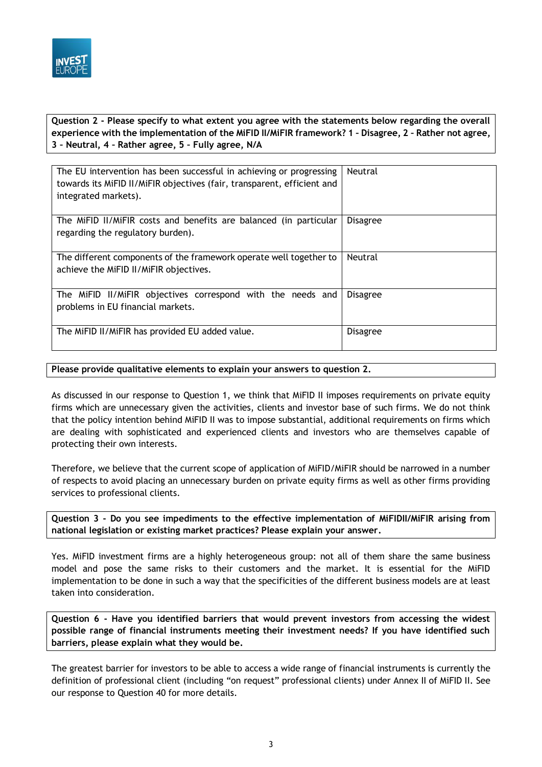**Question 2 - Please specify to what extent you agree with the statements below regarding the overall experience with the implementation of the MiFID II/MiFIR framework? 1 – Disagree, 2 – Rather not agree, 3 – Neutral, 4 – Rather agree, 5 – Fully agree, N/A**

| | |
|---|---|
| The EU intervention has been successful in achieving or progressing towards its MiFID II/MiFIR objectives (fair, transparent, efficient and integrated markets). | Neutral |
| The MiFID II/MiFIR costs and benefits are balanced (in particular regarding the regulatory burden). | Disagree |
| The different components of the framework operate well together to achieve the MiFID II/MiFIR objectives. | Neutral |
| The MiFID II/MiFIR objectives correspond with the needs and problems in EU financial markets. | Disagree |
| The MiFID II/MiFIR has provided EU added value. | Disagree |

**Please provide qualitative elements to explain your answers to question 2.**

As discussed in our response to Question 1, we think that MiFID II imposes requirements on private equity firms which are unnecessary given the activities, clients and investor base of such firms. We do not think that the policy intention behind MiFID II was to impose substantial, additional requirements on firms which are dealing with sophisticated and experienced clients and investors who are themselves capable of protecting their own interests.

Therefore, we believe that the current scope of application of MiFID/MiFIR should be narrowed in a number of respects to avoid placing an unnecessary burden on private equity firms as well as other firms providing services to professional clients.

**Question 3 - Do you see impediments to the effective implementation of MiFIDII/MiFIR arising from national legislation or existing market practices? Please explain your answer.**

Yes. MiFID investment firms are a highly heterogeneous group: not all of them share the same business model and pose the same risks to their customers and the market. It is essential for the MiFID implementation to be done in such a way that the specificities of the different business models are at least taken into consideration.

**Question 6 - Have you identified barriers that would prevent investors from accessing the widest possible range of financial instruments meeting their investment needs? If you have identified such barriers, please explain what they would be.**

The greatest barrier for investors to be able to access a wide range of financial instruments is currently the definition of professional client (including "on request" professional clients) under Annex II of MiFID II. See our response to Question 40 for more details.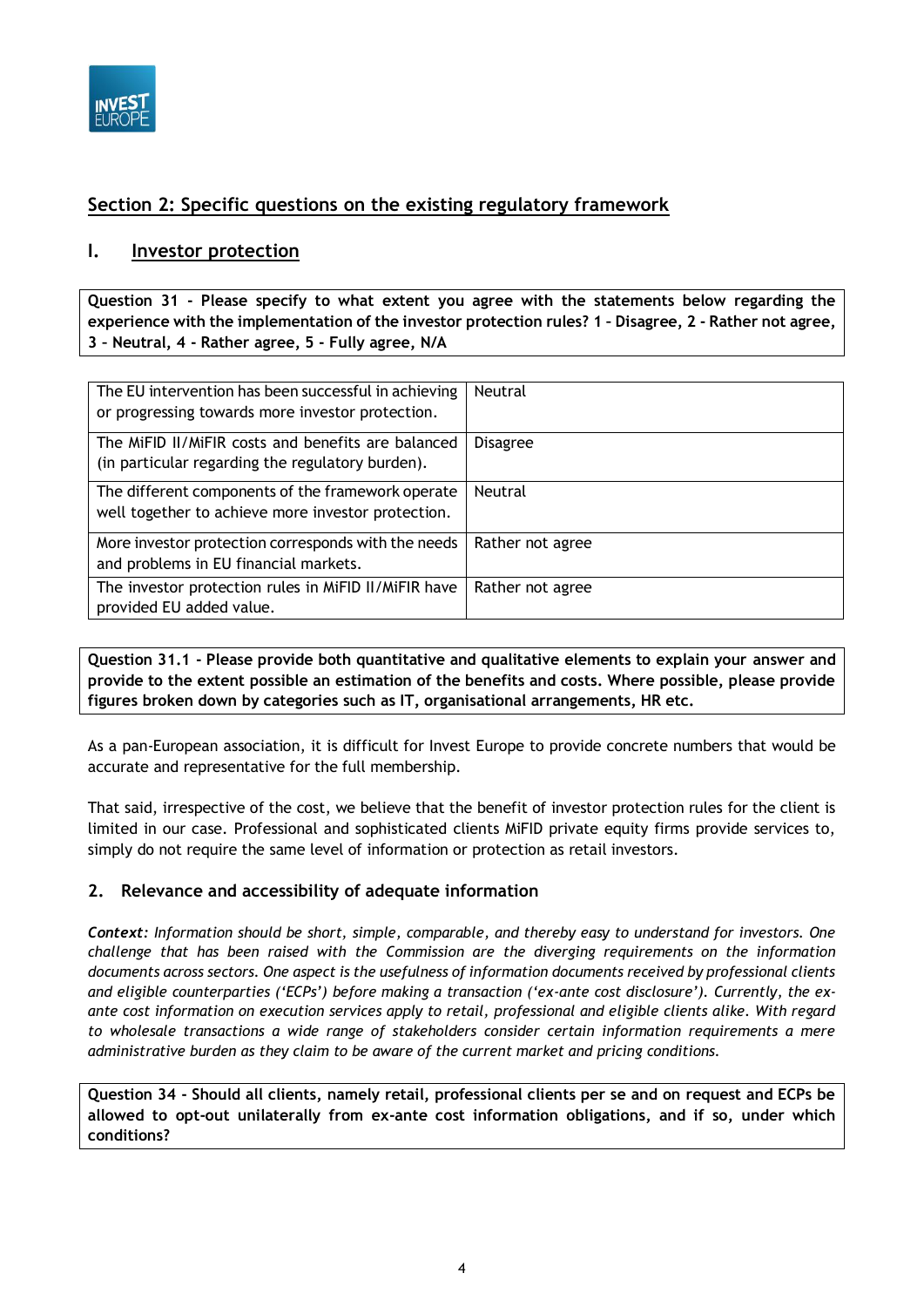## Section 2: Specific questions on the existing regulatory framework

### I. Investor protection

**Question 31 - Please specify to what extent you agree with the statements below regarding the experience with the implementation of the investor protection rules? 1 – Disagree, 2 - Rather not agree, 3 – Neutral, 4 - Rather agree, 5 - Fully agree, N/A**

| Statement | Answer |
| --- | --- |
| The EU intervention has been successful in achieving or progressing towards more investor protection. | Neutral |
| The MiFID II/MiFIR costs and benefits are balanced (in particular regarding the regulatory burden). | Disagree |
| The different components of the framework operate well together to achieve more investor protection. | Neutral |
| More investor protection corresponds with the needs and problems in EU financial markets. | Rather not agree |
| The investor protection rules in MiFID II/MiFIR have provided EU added value. | Rather not agree |

**Question 31.1 - Please provide both quantitative and qualitative elements to explain your answer and provide to the extent possible an estimation of the benefits and costs. Where possible, please provide figures broken down by categories such as IT, organisational arrangements, HR etc.**

As a pan-European association, it is difficult for Invest Europe to provide concrete numbers that would be accurate and representative for the full membership.

That said, irrespective of the cost, we believe that the benefit of investor protection rules for the client is limited in our case. Professional and sophisticated clients MiFID private equity firms provide services to, simply do not require the same level of information or protection as retail investors.

### 2. Relevance and accessibility of adequate information

***Context****: Information should be short, simple, comparable, and thereby easy to understand for investors. One challenge that has been raised with the Commission are the diverging requirements on the information documents across sectors. One aspect is the usefulness of information documents received by professional clients and eligible counterparties ('ECPs') before making a transaction ('ex-ante cost disclosure'). Currently, the ex-ante cost information on execution services apply to retail, professional and eligible clients alike. With regard to wholesale transactions a wide range of stakeholders consider certain information requirements a mere administrative burden as they claim to be aware of the current market and pricing conditions.*

**Question 34 - Should all clients, namely retail, professional clients per se and on request and ECPs be allowed to opt-out unilaterally from ex-ante cost information obligations, and if so, under which conditions?**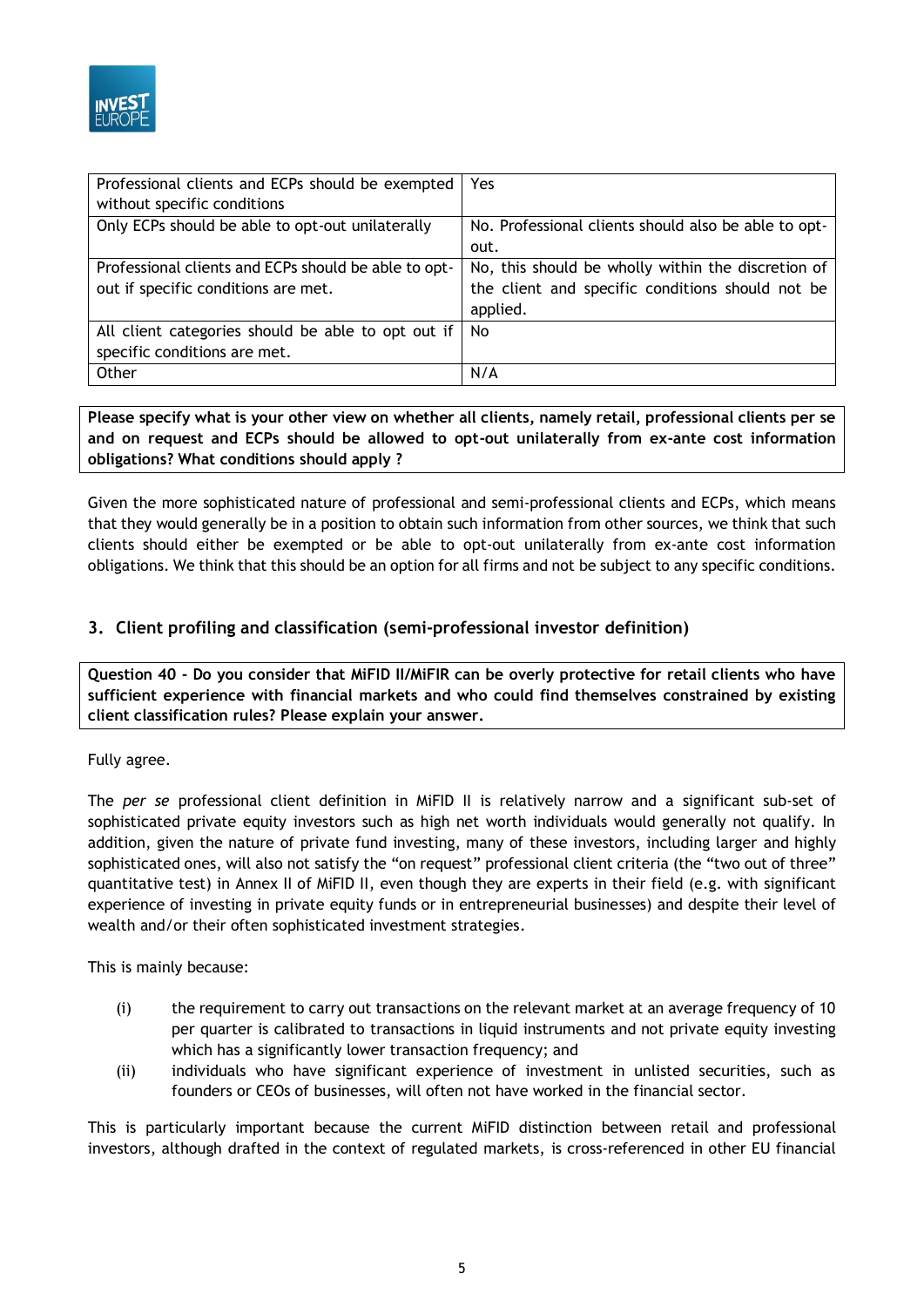| Professional clients and ECPs should be exempted without specific conditions | Yes |
|---|---|
| Only ECPs should be able to opt-out unilaterally | No. Professional clients should also be able to opt-out. |
| Professional clients and ECPs should be able to opt-out if specific conditions are met. | No, this should be wholly within the discretion of the client and specific conditions should not be applied. |
| All client categories should be able to opt out if specific conditions are met. | No |
| Other | N/A |

**Please specify what is your other view on whether all clients, namely retail, professional clients per se and on request and ECPs should be allowed to opt-out unilaterally from ex-ante cost information obligations? What conditions should apply ?**

Given the more sophisticated nature of professional and semi-professional clients and ECPs, which means that they would generally be in a position to obtain such information from other sources, we think that such clients should either be exempted or be able to opt-out unilaterally from ex-ante cost information obligations. We think that this should be an option for all firms and not be subject to any specific conditions.

### 3. Client profiling and classification (semi-professional investor definition)

**Question 40 - Do you consider that MiFID II/MiFIR can be overly protective for retail clients who have sufficient experience with financial markets and who could find themselves constrained by existing client classification rules? Please explain your answer.**

Fully agree.

The *per se* professional client definition in MiFID II is relatively narrow and a significant sub-set of sophisticated private equity investors such as high net worth individuals would generally not qualify. In addition, given the nature of private fund investing, many of these investors, including larger and highly sophisticated ones, will also not satisfy the "on request" professional client criteria (the "two out of three" quantitative test) in Annex II of MiFID II, even though they are experts in their field (e.g. with significant experience of investing in private equity funds or in entrepreneurial businesses) and despite their level of wealth and/or their often sophisticated investment strategies.

This is mainly because:

(i) the requirement to carry out transactions on the relevant market at an average frequency of 10 per quarter is calibrated to transactions in liquid instruments and not private equity investing which has a significantly lower transaction frequency; and

(ii) individuals who have significant experience of investment in unlisted securities, such as founders or CEOs of businesses, will often not have worked in the financial sector.

This is particularly important because the current MiFID distinction between retail and professional investors, although drafted in the context of regulated markets, is cross-referenced in other EU financial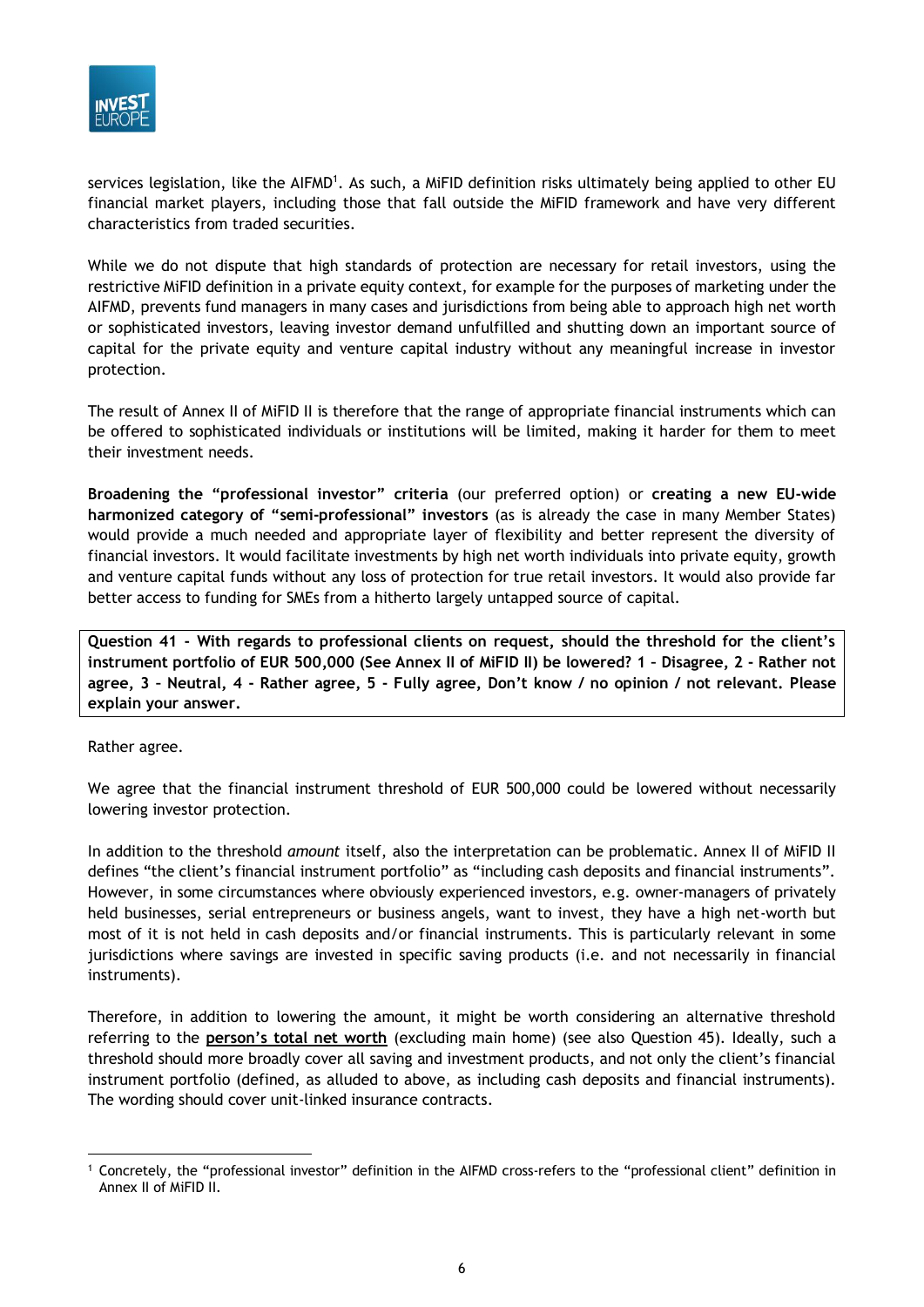services legislation, like the AIFMD[1]. As such, a MiFID definition risks ultimately being applied to other EU financial market players, including those that fall outside the MiFID framework and have very different characteristics from traded securities.

While we do not dispute that high standards of protection are necessary for retail investors, using the restrictive MiFID definition in a private equity context, for example for the purposes of marketing under the AIFMD, prevents fund managers in many cases and jurisdictions from being able to approach high net worth or sophisticated investors, leaving investor demand unfulfilled and shutting down an important source of capital for the private equity and venture capital industry without any meaningful increase in investor protection.

The result of Annex II of MiFID II is therefore that the range of appropriate financial instruments which can be offered to sophisticated individuals or institutions will be limited, making it harder for them to meet their investment needs.

**Broadening the "professional investor" criteria** (our preferred option) or **creating a new EU-wide harmonized category of "semi-professional" investors** (as is already the case in many Member States) would provide a much needed and appropriate layer of flexibility and better represent the diversity of financial investors. It would facilitate investments by high net worth individuals into private equity, growth and venture capital funds without any loss of protection for true retail investors. It would also provide far better access to funding for SMEs from a hitherto largely untapped source of capital.

**Question 41 - With regards to professional clients on request, should the threshold for the client's instrument portfolio of EUR 500,000 (See Annex II of MiFID II) be lowered? 1 – Disagree, 2 - Rather not agree, 3 – Neutral, 4 - Rather agree, 5 - Fully agree, Don't know / no opinion / not relevant. Please explain your answer.**

Rather agree.

We agree that the financial instrument threshold of EUR 500,000 could be lowered without necessarily lowering investor protection.

In addition to the threshold *amount* itself, also the interpretation can be problematic. Annex II of MiFID II defines "the client's financial instrument portfolio" as "including cash deposits and financial instruments". However, in some circumstances where obviously experienced investors, e.g. owner-managers of privately held businesses, serial entrepreneurs or business angels, want to invest, they have a high net-worth but most of it is not held in cash deposits and/or financial instruments. This is particularly relevant in some jurisdictions where savings are invested in specific saving products (i.e. and not necessarily in financial instruments).

Therefore, in addition to lowering the amount, it might be worth considering an alternative threshold referring to the **person's total net worth** (excluding main home) (see also Question 45). Ideally, such a threshold should more broadly cover all saving and investment products, and not only the client's financial instrument portfolio (defined, as alluded to above, as including cash deposits and financial instruments). The wording should cover unit-linked insurance contracts.

[1] Concretely, the "professional investor" definition in the AIFMD cross-refers to the "professional client" definition in Annex II of MiFID II.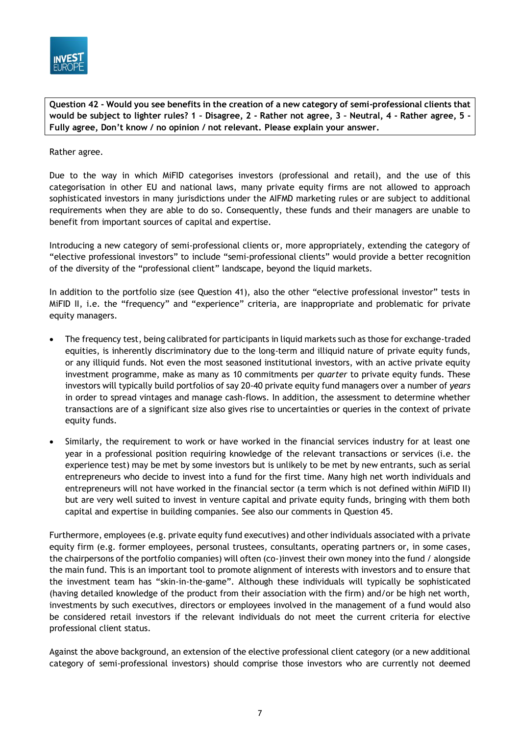**Question 42 - Would you see benefits in the creation of a new category of semi-professional clients that would be subject to lighter rules? 1 – Disagree, 2 - Rather not agree, 3 – Neutral, 4 - Rather agree, 5 - Fully agree, Don't know / no opinion / not relevant. Please explain your answer.**

Rather agree.

Due to the way in which MiFID categorises investors (professional and retail), and the use of this categorisation in other EU and national laws, many private equity firms are not allowed to approach sophisticated investors in many jurisdictions under the AIFMD marketing rules or are subject to additional requirements when they are able to do so. Consequently, these funds and their managers are unable to benefit from important sources of capital and expertise.

Introducing a new category of semi-professional clients or, more appropriately, extending the category of "elective professional investors" to include "semi-professional clients" would provide a better recognition of the diversity of the "professional client" landscape, beyond the liquid markets.

In addition to the portfolio size (see Question 41), also the other "elective professional investor" tests in MiFID II, i.e. the "frequency" and "experience" criteria, are inappropriate and problematic for private equity managers.

- The frequency test, being calibrated for participants in liquid markets such as those for exchange-traded equities, is inherently discriminatory due to the long-term and illiquid nature of private equity funds, or any illiquid funds. Not even the most seasoned institutional investors, with an active private equity investment programme, make as many as 10 commitments per *quarter* to private equity funds. These investors will typically build portfolios of say 20-40 private equity fund managers over a number of *years* in order to spread vintages and manage cash-flows. In addition, the assessment to determine whether transactions are of a significant size also gives rise to uncertainties or queries in the context of private equity funds.

- Similarly, the requirement to work or have worked in the financial services industry for at least one year in a professional position requiring knowledge of the relevant transactions or services (i.e. the experience test) may be met by some investors but is unlikely to be met by new entrants, such as serial entrepreneurs who decide to invest into a fund for the first time. Many high net worth individuals and entrepreneurs will not have worked in the financial sector (a term which is not defined within MiFID II) but are very well suited to invest in venture capital and private equity funds, bringing with them both capital and expertise in building companies. See also our comments in Question 45.

Furthermore, employees (e.g. private equity fund executives) and other individuals associated with a private equity firm (e.g. former employees, personal trustees, consultants, operating partners or, in some cases, the chairpersons of the portfolio companies) will often (co-)invest their own money into the fund / alongside the main fund. This is an important tool to promote alignment of interests with investors and to ensure that the investment team has "skin-in-the-game". Although these individuals will typically be sophisticated (having detailed knowledge of the product from their association with the firm) and/or be high net worth, investments by such executives, directors or employees involved in the management of a fund would also be considered retail investors if the relevant individuals do not meet the current criteria for elective professional client status.

Against the above background, an extension of the elective professional client category (or a new additional category of semi-professional investors) should comprise those investors who are currently not deemed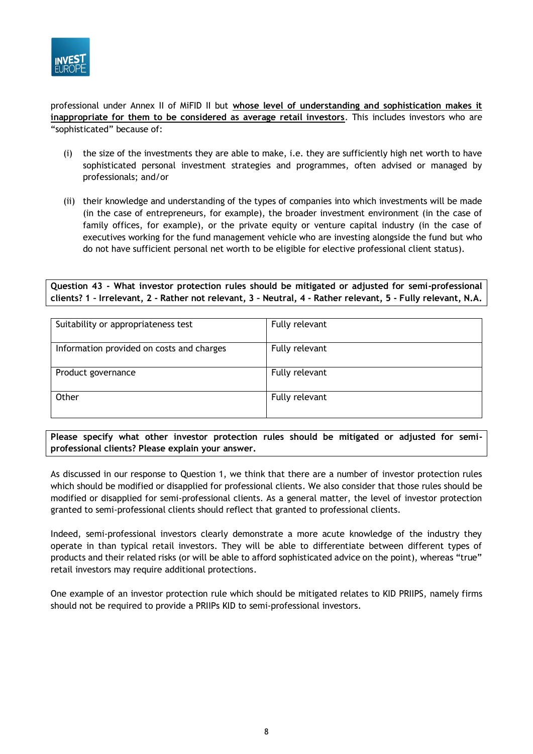professional under Annex II of MiFID II but **whose level of understanding and sophistication makes it inappropriate for them to be considered as average retail investors**. This includes investors who are "sophisticated" because of:

(i) the size of the investments they are able to make, i.e. they are sufficiently high net worth to have sophisticated personal investment strategies and programmes, often advised or managed by professionals; and/or

(ii) their knowledge and understanding of the types of companies into which investments will be made (in the case of entrepreneurs, for example), the broader investment environment (in the case of family offices, for example), or the private equity or venture capital industry (in the case of executives working for the fund management vehicle who are investing alongside the fund but who do not have sufficient personal net worth to be eligible for elective professional client status).

**Question 43 - What investor protection rules should be mitigated or adjusted for semi-professional clients? 1 – Irrelevant, 2 - Rather not relevant, 3 – Neutral, 4 - Rather relevant, 5 - Fully relevant, N.A.**

| | |
|---|---|
| Suitability or appropriateness test | Fully relevant |
| Information provided on costs and charges | Fully relevant |
| Product governance | Fully relevant |
| Other | Fully relevant |

**Please specify what other investor protection rules should be mitigated or adjusted for semi-professional clients? Please explain your answer.**

As discussed in our response to Question 1, we think that there are a number of investor protection rules which should be modified or disapplied for professional clients. We also consider that those rules should be modified or disapplied for semi-professional clients. As a general matter, the level of investor protection granted to semi-professional clients should reflect that granted to professional clients.

Indeed, semi-professional investors clearly demonstrate a more acute knowledge of the industry they operate in than typical retail investors. They will be able to differentiate between different types of products and their related risks (or will be able to afford sophisticated advice on the point), whereas "true" retail investors may require additional protections.

One example of an investor protection rule which should be mitigated relates to KID PRIIPS, namely firms should not be required to provide a PRIIPs KID to semi-professional investors.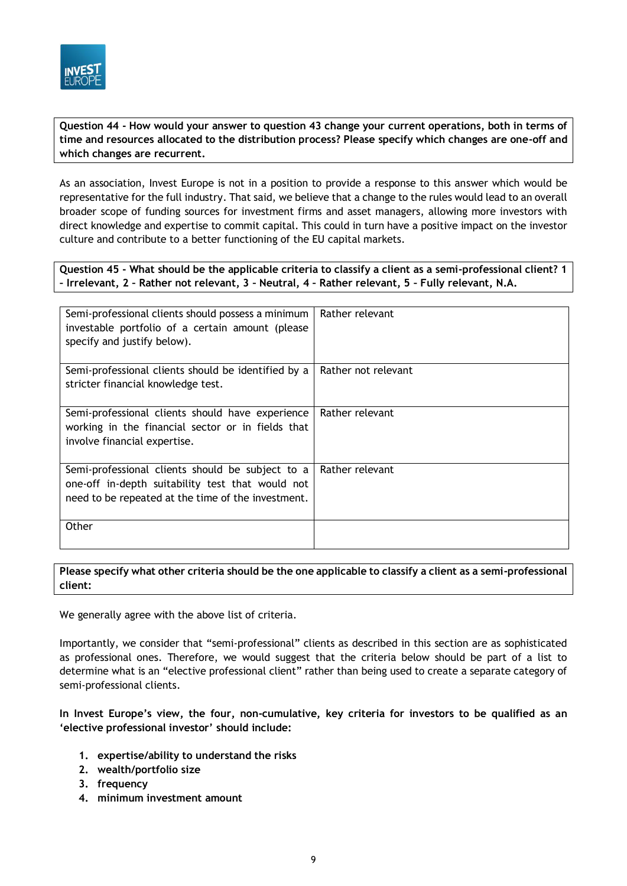**Question 44 - How would your answer to question 43 change your current operations, both in terms of time and resources allocated to the distribution process? Please specify which changes are one-off and which changes are recurrent.**

As an association, Invest Europe is not in a position to provide a response to this answer which would be representative for the full industry. That said, we believe that a change to the rules would lead to an overall broader scope of funding sources for investment firms and asset managers, allowing more investors with direct knowledge and expertise to commit capital. This could in turn have a positive impact on the investor culture and contribute to a better functioning of the EU capital markets.

**Question 45 - What should be the applicable criteria to classify a client as a semi-professional client? 1 – Irrelevant, 2 – Rather not relevant, 3 – Neutral, 4 – Rather relevant, 5 – Fully relevant, N.A.**

| Criterion | Assessment |
|---|---|
| Semi-professional clients should possess a minimum investable portfolio of a certain amount (please specify and justify below). | Rather relevant |
| Semi-professional clients should be identified by a stricter financial knowledge test. | Rather not relevant |
| Semi-professional clients should have experience working in the financial sector or in fields that involve financial expertise. | Rather relevant |
| Semi-professional clients should be subject to a one-off in-depth suitability test that would not need to be repeated at the time of the investment. | Rather relevant |
| Other | |

**Please specify what other criteria should be the one applicable to classify a client as a semi-professional client:**

We generally agree with the above list of criteria.

Importantly, we consider that "semi-professional" clients as described in this section are as sophisticated as professional ones. Therefore, we would suggest that the criteria below should be part of a list to determine what is an "elective professional client" rather than being used to create a separate category of semi-professional clients.

**In Invest Europe's view, the four, non-cumulative, key criteria for investors to be qualified as an 'elective professional investor' should include:**

1. **expertise/ability to understand the risks**
2. **wealth/portfolio size**
3. **frequency**
4. **minimum investment amount**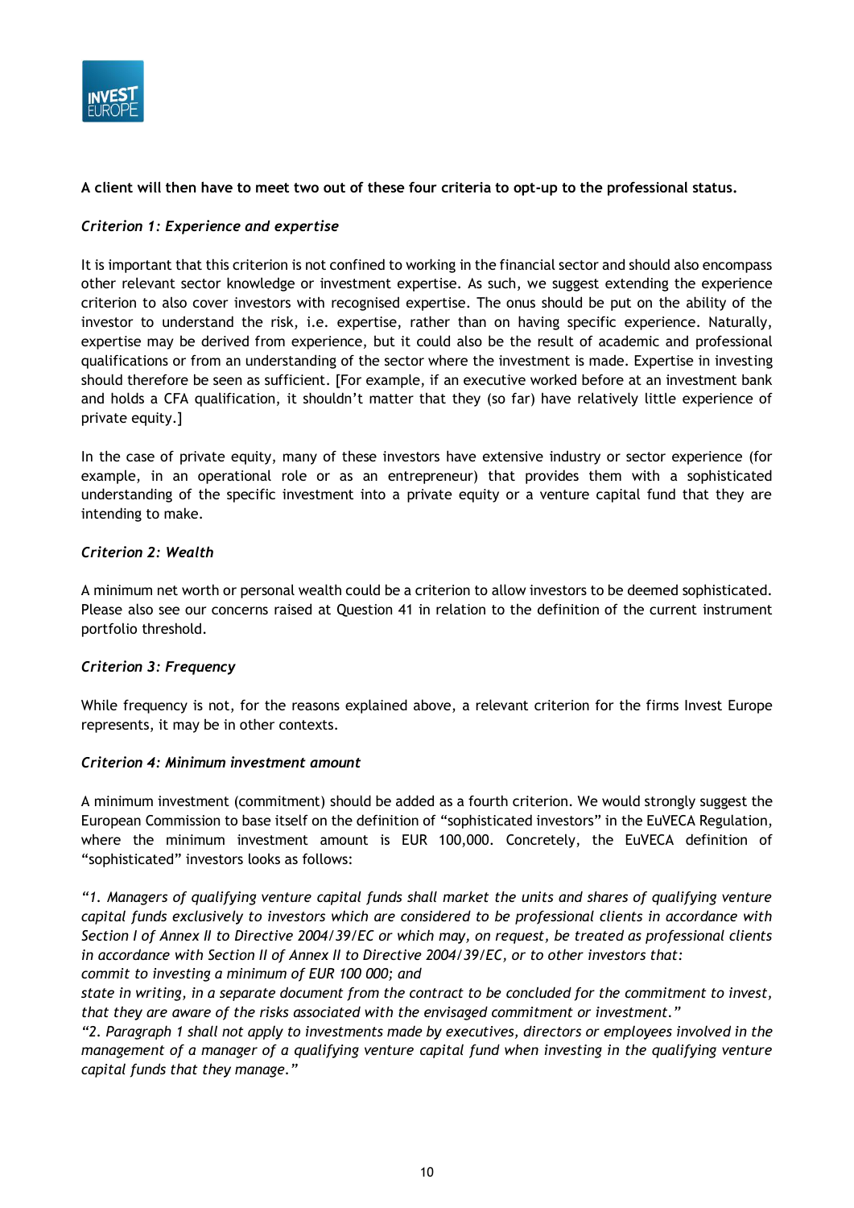**A client will then have to meet two out of these four criteria to opt-up to the professional status.**

*Criterion 1: Experience and expertise*

It is important that this criterion is not confined to working in the financial sector and should also encompass other relevant sector knowledge or investment expertise. As such, we suggest extending the experience criterion to also cover investors with recognised expertise. The onus should be put on the ability of the investor to understand the risk, i.e. expertise, rather than on having specific experience. Naturally, expertise may be derived from experience, but it could also be the result of academic and professional qualifications or from an understanding of the sector where the investment is made. Expertise in investing should therefore be seen as sufficient. [For example, if an executive worked before at an investment bank and holds a CFA qualification, it shouldn't matter that they (so far) have relatively little experience of private equity.]

In the case of private equity, many of these investors have extensive industry or sector experience (for example, in an operational role or as an entrepreneur) that provides them with a sophisticated understanding of the specific investment into a private equity or a venture capital fund that they are intending to make.

*Criterion 2: Wealth*

A minimum net worth or personal wealth could be a criterion to allow investors to be deemed sophisticated. Please also see our concerns raised at Question 41 in relation to the definition of the current instrument portfolio threshold.

*Criterion 3: Frequency*

While frequency is not, for the reasons explained above, a relevant criterion for the firms Invest Europe represents, it may be in other contexts.

*Criterion 4: Minimum investment amount*

A minimum investment (commitment) should be added as a fourth criterion. We would strongly suggest the European Commission to base itself on the definition of "sophisticated investors" in the EuVECA Regulation, where the minimum investment amount is EUR 100,000. Concretely, the EuVECA definition of "sophisticated" investors looks as follows:

*"1. Managers of qualifying venture capital funds shall market the units and shares of qualifying venture capital funds exclusively to investors which are considered to be professional clients in accordance with Section I of Annex II to Directive 2004/39/EC or which may, on request, be treated as professional clients in accordance with Section II of Annex II to Directive 2004/39/EC, or to other investors that:*
*commit to investing a minimum of EUR 100 000; and*
*state in writing, in a separate document from the contract to be concluded for the commitment to invest, that they are aware of the risks associated with the envisaged commitment or investment."*
*"2. Paragraph 1 shall not apply to investments made by executives, directors or employees involved in the management of a manager of a qualifying venture capital fund when investing in the qualifying venture capital funds that they manage."*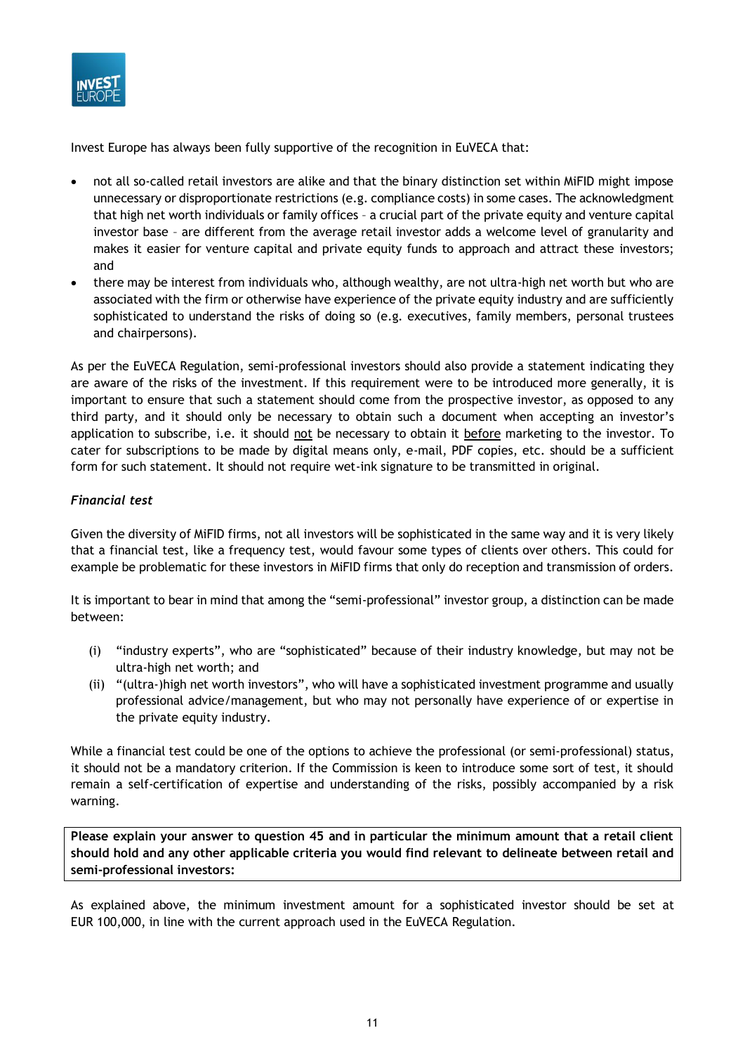Invest Europe has always been fully supportive of the recognition in EuVECA that:

- not all so-called retail investors are alike and that the binary distinction set within MiFID might impose unnecessary or disproportionate restrictions (e.g. compliance costs) in some cases. The acknowledgment that high net worth individuals or family offices – a crucial part of the private equity and venture capital investor base – are different from the average retail investor adds a welcome level of granularity and makes it easier for venture capital and private equity funds to approach and attract these investors; and
- there may be interest from individuals who, although wealthy, are not ultra-high net worth but who are associated with the firm or otherwise have experience of the private equity industry and are sufficiently sophisticated to understand the risks of doing so (e.g. executives, family members, personal trustees and chairpersons).

As per the EuVECA Regulation, semi-professional investors should also provide a statement indicating they are aware of the risks of the investment. If this requirement were to be introduced more generally, it is important to ensure that such a statement should come from the prospective investor, as opposed to any third party, and it should only be necessary to obtain such a document when accepting an investor's application to subscribe, i.e. it should <u>not</u> be necessary to obtain it <u>before</u> marketing to the investor. To cater for subscriptions to be made by digital means only, e-mail, PDF copies, etc. should be a sufficient form for such statement. It should not require wet-ink signature to be transmitted in original.

***Financial test***

Given the diversity of MiFID firms, not all investors will be sophisticated in the same way and it is very likely that a financial test, like a frequency test, would favour some types of clients over others. This could for example be problematic for these investors in MiFID firms that only do reception and transmission of orders.

It is important to bear in mind that among the "semi-professional" investor group, a distinction can be made between:

(i) "industry experts", who are "sophisticated" because of their industry knowledge, but may not be ultra-high net worth; and
(ii) "(ultra-)high net worth investors", who will have a sophisticated investment programme and usually professional advice/management, but who may not personally have experience of or expertise in the private equity industry.

While a financial test could be one of the options to achieve the professional (or semi-professional) status, it should not be a mandatory criterion. If the Commission is keen to introduce some sort of test, it should remain a self-certification of expertise and understanding of the risks, possibly accompanied by a risk warning.

**Please explain your answer to question 45 and in particular the minimum amount that a retail client should hold and any other applicable criteria you would find relevant to delineate between retail and semi-professional investors:**

As explained above, the minimum investment amount for a sophisticated investor should be set at EUR 100,000, in line with the current approach used in the EuVECA Regulation.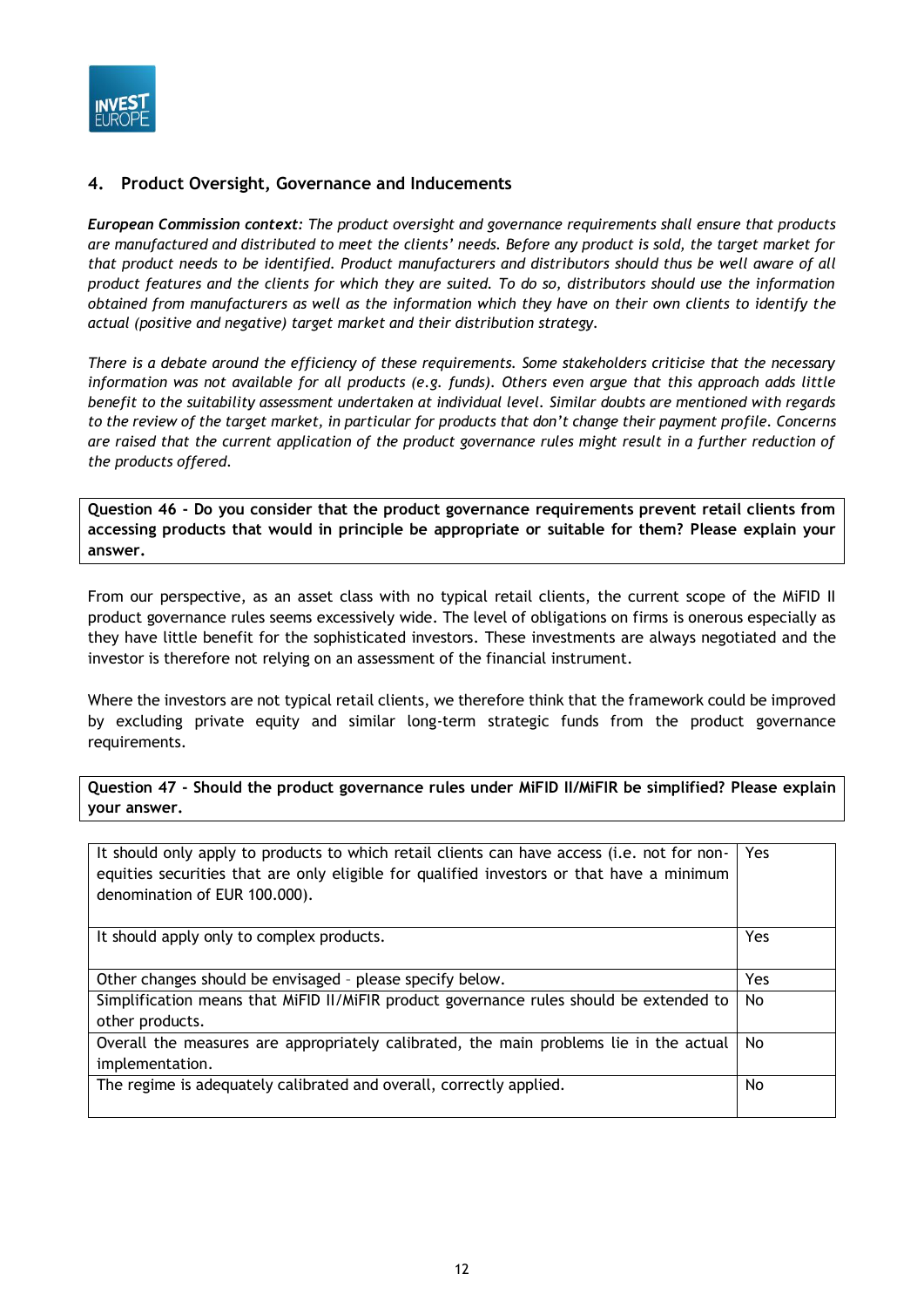## 4. Product Oversight, Governance and Inducements

***European Commission context***: *The product oversight and governance requirements shall ensure that products are manufactured and distributed to meet the clients' needs. Before any product is sold, the target market for that product needs to be identified. Product manufacturers and distributors should thus be well aware of all product features and the clients for which they are suited. To do so, distributors should use the information obtained from manufacturers as well as the information which they have on their own clients to identify the actual (positive and negative) target market and their distribution strategy.*

*There is a debate around the efficiency of these requirements. Some stakeholders criticise that the necessary information was not available for all products (e.g. funds). Others even argue that this approach adds little benefit to the suitability assessment undertaken at individual level. Similar doubts are mentioned with regards to the review of the target market, in particular for products that don't change their payment profile. Concerns are raised that the current application of the product governance rules might result in a further reduction of the products offered.*

**Question 46 - Do you consider that the product governance requirements prevent retail clients from accessing products that would in principle be appropriate or suitable for them? Please explain your answer.**

From our perspective, as an asset class with no typical retail clients, the current scope of the MiFID II product governance rules seems excessively wide. The level of obligations on firms is onerous especially as they have little benefit for the sophisticated investors. These investments are always negotiated and the investor is therefore not relying on an assessment of the financial instrument.

Where the investors are not typical retail clients, we therefore think that the framework could be improved by excluding private equity and similar long-term strategic funds from the product governance requirements.

**Question 47 - Should the product governance rules under MiFID II/MiFIR be simplified? Please explain your answer.**

| | |
|---|---|
| It should only apply to products to which retail clients can have access (i.e. not for non-equities securities that are only eligible for qualified investors or that have a minimum denomination of EUR 100.000). | Yes |
| It should apply only to complex products. | Yes |
| Other changes should be envisaged – please specify below. | Yes |
| Simplification means that MiFID II/MiFIR product governance rules should be extended to other products. | No |
| Overall the measures are appropriately calibrated, the main problems lie in the actual implementation. | No |
| The regime is adequately calibrated and overall, correctly applied. | No |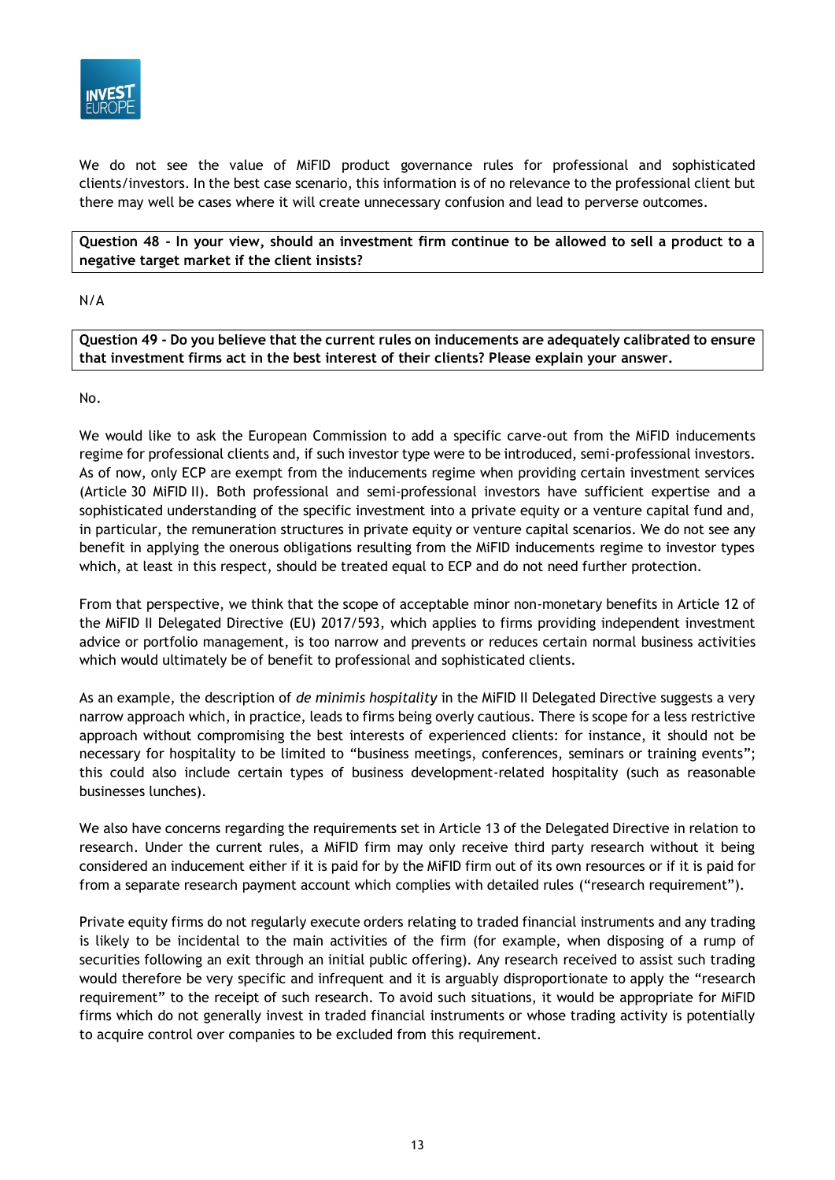We do not see the value of MiFID product governance rules for professional and sophisticated clients/investors. In the best case scenario, this information is of no relevance to the professional client but there may well be cases where it will create unnecessary confusion and lead to perverse outcomes.

**Question 48 - In your view, should an investment firm continue to be allowed to sell a product to a negative target market if the client insists?**

N/A

**Question 49 - Do you believe that the current rules on inducements are adequately calibrated to ensure that investment firms act in the best interest of their clients? Please explain your answer.**

No.

We would like to ask the European Commission to add a specific carve-out from the MiFID inducements regime for professional clients and, if such investor type were to be introduced, semi-professional investors. As of now, only ECP are exempt from the inducements regime when providing certain investment services (Article 30 MiFID II). Both professional and semi-professional investors have sufficient expertise and a sophisticated understanding of the specific investment into a private equity or a venture capital fund and, in particular, the remuneration structures in private equity or venture capital scenarios. We do not see any benefit in applying the onerous obligations resulting from the MiFID inducements regime to investor types which, at least in this respect, should be treated equal to ECP and do not need further protection.

From that perspective, we think that the scope of acceptable minor non-monetary benefits in Article 12 of the MiFID II Delegated Directive (EU) 2017/593, which applies to firms providing independent investment advice or portfolio management, is too narrow and prevents or reduces certain normal business activities which would ultimately be of benefit to professional and sophisticated clients.

As an example, the description of *de minimis hospitality* in the MiFID II Delegated Directive suggests a very narrow approach which, in practice, leads to firms being overly cautious. There is scope for a less restrictive approach without compromising the best interests of experienced clients: for instance, it should not be necessary for hospitality to be limited to "business meetings, conferences, seminars or training events"; this could also include certain types of business development-related hospitality (such as reasonable businesses lunches).

We also have concerns regarding the requirements set in Article 13 of the Delegated Directive in relation to research. Under the current rules, a MiFID firm may only receive third party research without it being considered an inducement either if it is paid for by the MiFID firm out of its own resources or if it is paid for from a separate research payment account which complies with detailed rules ("research requirement").

Private equity firms do not regularly execute orders relating to traded financial instruments and any trading is likely to be incidental to the main activities of the firm (for example, when disposing of a rump of securities following an exit through an initial public offering). Any research received to assist such trading would therefore be very specific and infrequent and it is arguably disproportionate to apply the "research requirement" to the receipt of such research. To avoid such situations, it would be appropriate for MiFID firms which do not generally invest in traded financial instruments or whose trading activity is potentially to acquire control over companies to be excluded from this requirement.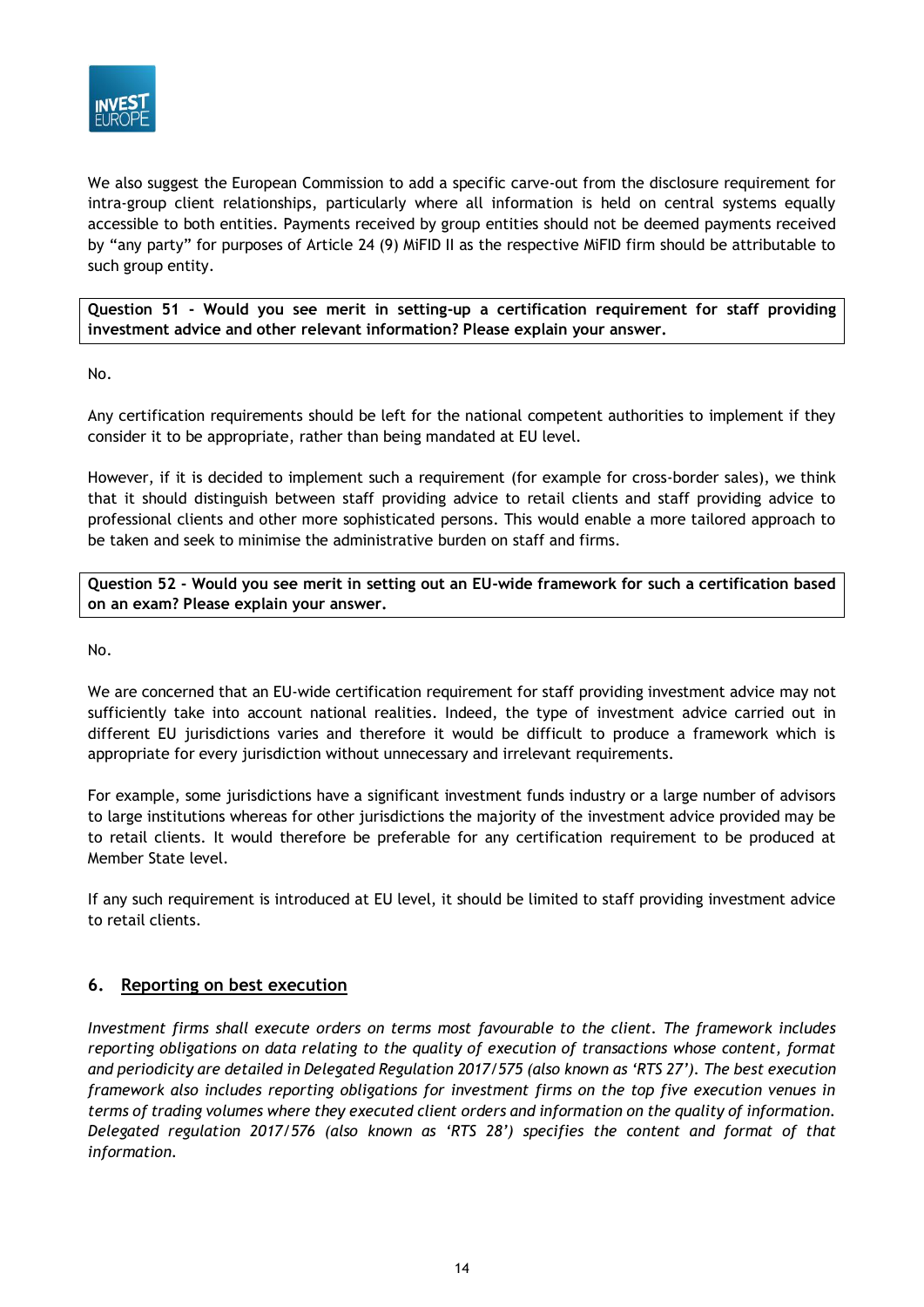We also suggest the European Commission to add a specific carve-out from the disclosure requirement for intra-group client relationships, particularly where all information is held on central systems equally accessible to both entities. Payments received by group entities should not be deemed payments received by "any party" for purposes of Article 24 (9) MiFID II as the respective MiFID firm should be attributable to such group entity.

**Question 51 - Would you see merit in setting-up a certification requirement for staff providing investment advice and other relevant information? Please explain your answer.**

No.

Any certification requirements should be left for the national competent authorities to implement if they consider it to be appropriate, rather than being mandated at EU level.

However, if it is decided to implement such a requirement (for example for cross-border sales), we think that it should distinguish between staff providing advice to retail clients and staff providing advice to professional clients and other more sophisticated persons. This would enable a more tailored approach to be taken and seek to minimise the administrative burden on staff and firms.

**Question 52 - Would you see merit in setting out an EU-wide framework for such a certification based on an exam? Please explain your answer.**

No.

We are concerned that an EU-wide certification requirement for staff providing investment advice may not sufficiently take into account national realities. Indeed, the type of investment advice carried out in different EU jurisdictions varies and therefore it would be difficult to produce a framework which is appropriate for every jurisdiction without unnecessary and irrelevant requirements.

For example, some jurisdictions have a significant investment funds industry or a large number of advisors to large institutions whereas for other jurisdictions the majority of the investment advice provided may be to retail clients. It would therefore be preferable for any certification requirement to be produced at Member State level.

If any such requirement is introduced at EU level, it should be limited to staff providing investment advice to retail clients.

## 6. Reporting on best execution

*Investment firms shall execute orders on terms most favourable to the client. The framework includes reporting obligations on data relating to the quality of execution of transactions whose content, format and periodicity are detailed in Delegated Regulation 2017/575 (also known as 'RTS 27'). The best execution framework also includes reporting obligations for investment firms on the top five execution venues in terms of trading volumes where they executed client orders and information on the quality of information. Delegated regulation 2017/576 (also known as 'RTS 28') specifies the content and format of that information.*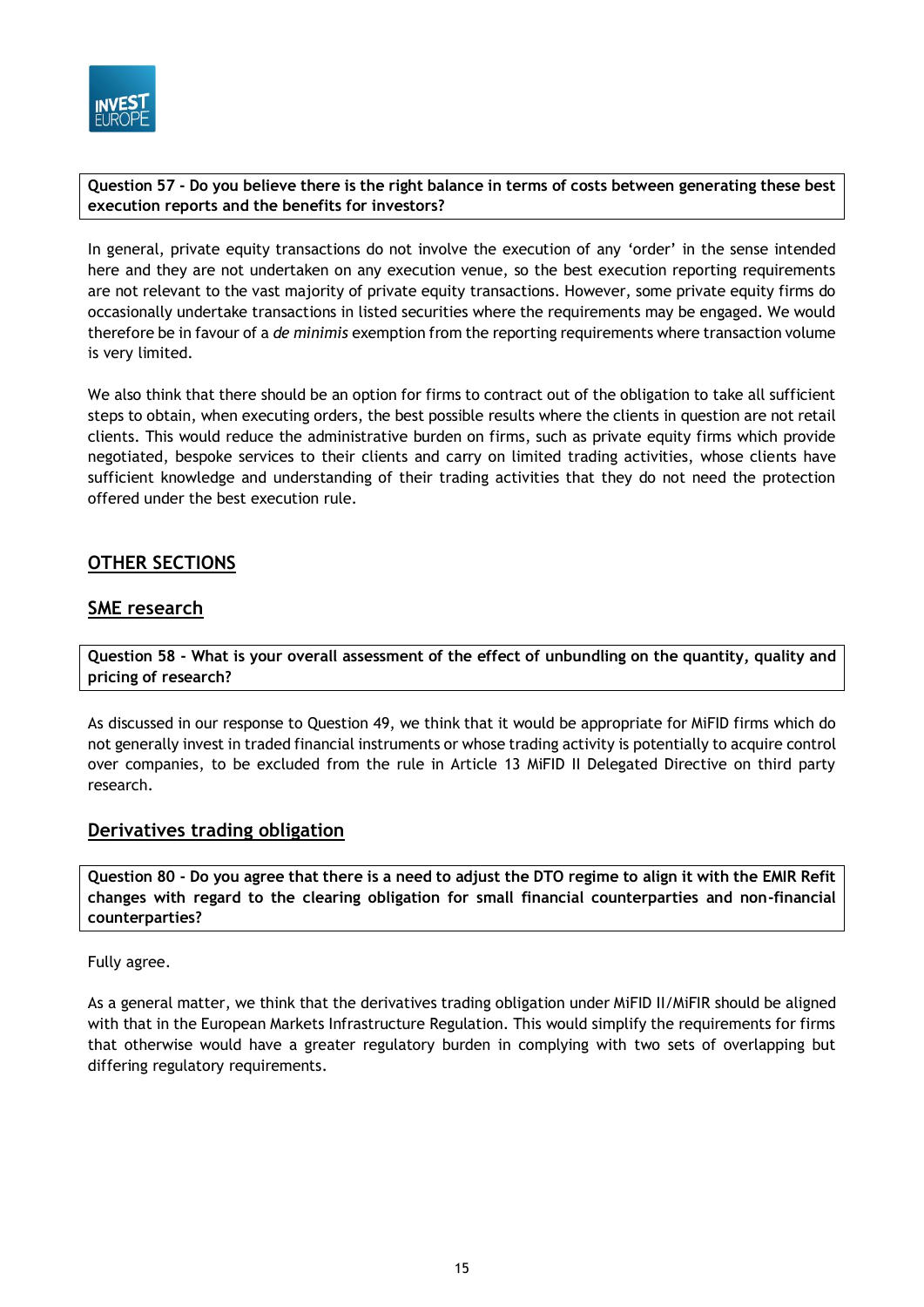**Question 57 - Do you believe there is the right balance in terms of costs between generating these best execution reports and the benefits for investors?**

In general, private equity transactions do not involve the execution of any 'order' in the sense intended here and they are not undertaken on any execution venue, so the best execution reporting requirements are not relevant to the vast majority of private equity transactions. However, some private equity firms do occasionally undertake transactions in listed securities where the requirements may be engaged. We would therefore be in favour of a *de minimis* exemption from the reporting requirements where transaction volume is very limited.

We also think that there should be an option for firms to contract out of the obligation to take all sufficient steps to obtain, when executing orders, the best possible results where the clients in question are not retail clients. This would reduce the administrative burden on firms, such as private equity firms which provide negotiated, bespoke services to their clients and carry on limited trading activities, whose clients have sufficient knowledge and understanding of their trading activities that they do not need the protection offered under the best execution rule.

## OTHER SECTIONS

### SME research

**Question 58 - What is your overall assessment of the effect of unbundling on the quantity, quality and pricing of research?**

As discussed in our response to Question 49, we think that it would be appropriate for MiFID firms which do not generally invest in traded financial instruments or whose trading activity is potentially to acquire control over companies, to be excluded from the rule in Article 13 MiFID II Delegated Directive on third party research.

### Derivatives trading obligation

**Question 80 - Do you agree that there is a need to adjust the DTO regime to align it with the EMIR Refit changes with regard to the clearing obligation for small financial counterparties and non-financial counterparties?**

Fully agree.

As a general matter, we think that the derivatives trading obligation under MiFID II/MiFIR should be aligned with that in the European Markets Infrastructure Regulation. This would simplify the requirements for firms that otherwise would have a greater regulatory burden in complying with two sets of overlapping but differing regulatory requirements.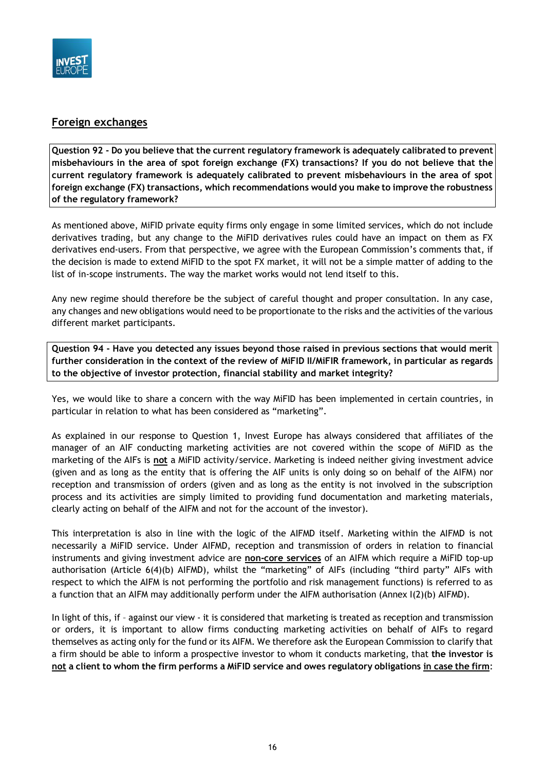## Foreign exchanges

**Question 92 - Do you believe that the current regulatory framework is adequately calibrated to prevent misbehaviours in the area of spot foreign exchange (FX) transactions? If you do not believe that the current regulatory framework is adequately calibrated to prevent misbehaviours in the area of spot foreign exchange (FX) transactions, which recommendations would you make to improve the robustness of the regulatory framework?**

As mentioned above, MiFID private equity firms only engage in some limited services, which do not include derivatives trading, but any change to the MiFID derivatives rules could have an impact on them as FX derivatives end-users. From that perspective, we agree with the European Commission's comments that, if the decision is made to extend MiFID to the spot FX market, it will not be a simple matter of adding to the list of in-scope instruments. The way the market works would not lend itself to this.

Any new regime should therefore be the subject of careful thought and proper consultation. In any case, any changes and new obligations would need to be proportionate to the risks and the activities of the various different market participants.

**Question 94 - Have you detected any issues beyond those raised in previous sections that would merit further consideration in the context of the review of MiFID II/MiFIR framework, in particular as regards to the objective of investor protection, financial stability and market integrity?**

Yes, we would like to share a concern with the way MiFID has been implemented in certain countries, in particular in relation to what has been considered as "marketing".

As explained in our response to Question 1, Invest Europe has always considered that affiliates of the manager of an AIF conducting marketing activities are not covered within the scope of MiFID as the marketing of the AIFs is **not** a MiFID activity/service. Marketing is indeed neither giving investment advice (given and as long as the entity that is offering the AIF units is only doing so on behalf of the AIFM) nor reception and transmission of orders (given and as long as the entity is not involved in the subscription process and its activities are simply limited to providing fund documentation and marketing materials, clearly acting on behalf of the AIFM and not for the account of the investor).

This interpretation is also in line with the logic of the AIFMD itself. Marketing within the AIFMD is not necessarily a MiFID service. Under AIFMD, reception and transmission of orders in relation to financial instruments and giving investment advice are **non-core services** of an AIFM which require a MiFID top-up authorisation (Article 6(4)(b) AIFMD), whilst the "marketing" of AIFs (including "third party" AIFs with respect to which the AIFM is not performing the portfolio and risk management functions) is referred to as a function that an AIFM may additionally perform under the AIFM authorisation (Annex I(2)(b) AIFMD).

In light of this, if – against our view - it is considered that marketing is treated as reception and transmission or orders, it is important to allow firms conducting marketing activities on behalf of AIFs to regard themselves as acting only for the fund or its AIFM. We therefore ask the European Commission to clarify that a firm should be able to inform a prospective investor to whom it conducts marketing, that **the investor is not a client to whom the firm performs a MiFID service and owes regulatory obligations in case the firm**: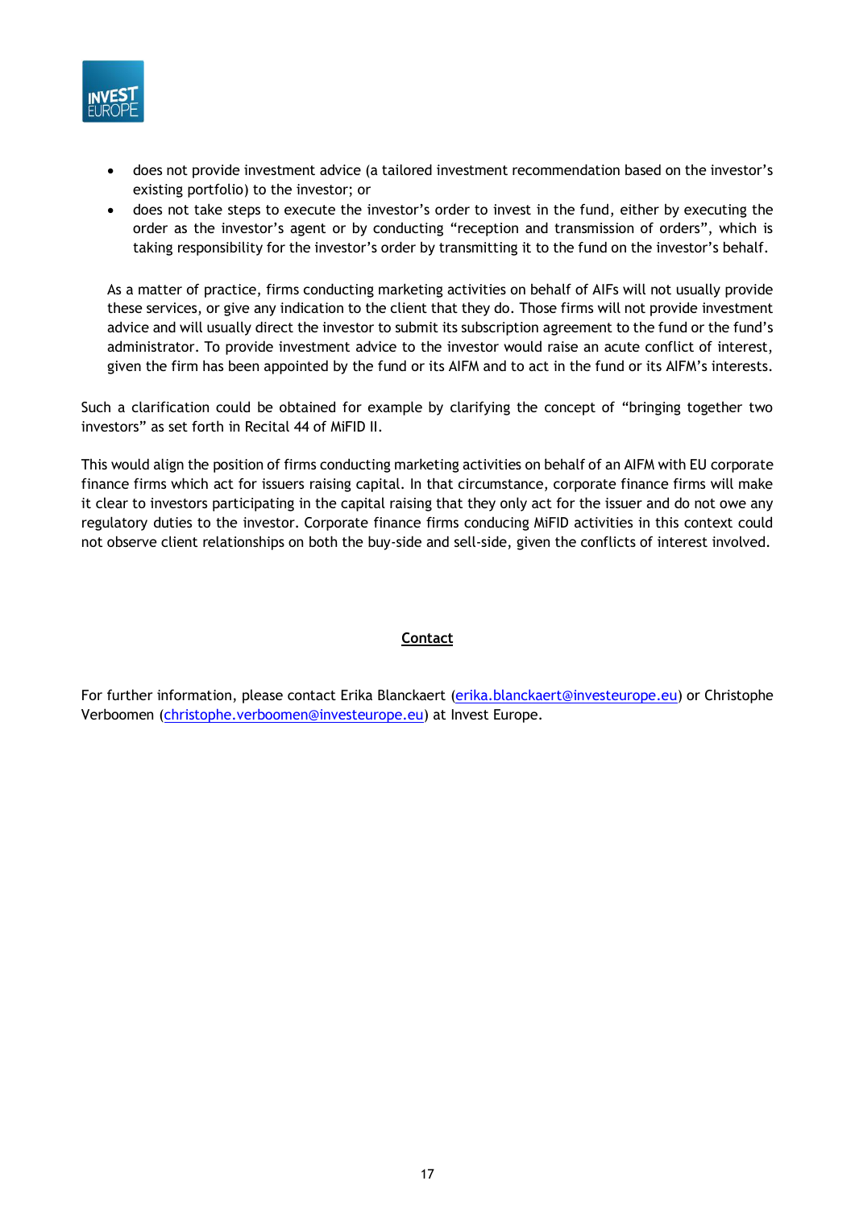- does not provide investment advice (a tailored investment recommendation based on the investor's existing portfolio) to the investor; or
- does not take steps to execute the investor's order to invest in the fund, either by executing the order as the investor's agent or by conducting "reception and transmission of orders", which is taking responsibility for the investor's order by transmitting it to the fund on the investor's behalf.

  As a matter of practice, firms conducting marketing activities on behalf of AIFs will not usually provide these services, or give any indication to the client that they do. Those firms will not provide investment advice and will usually direct the investor to submit its subscription agreement to the fund or the fund's administrator. To provide investment advice to the investor would raise an acute conflict of interest, given the firm has been appointed by the fund or its AIFM and to act in the fund or its AIFM's interests.

Such a clarification could be obtained for example by clarifying the concept of "bringing together two investors" as set forth in Recital 44 of MiFID II.

This would align the position of firms conducting marketing activities on behalf of an AIFM with EU corporate finance firms which act for issuers raising capital. In that circumstance, corporate finance firms will make it clear to investors participating in the capital raising that they only act for the issuer and do not owe any regulatory duties to the investor. Corporate finance firms conducing MiFID activities in this context could not observe client relationships on both the buy-side and sell-side, given the conflicts of interest involved.

## Contact

For further information, please contact Erika Blanckaert (erika.blanckaert@investeurope.eu) or Christophe Verboomen (christophe.verboomen@investeurope.eu) at Invest Europe.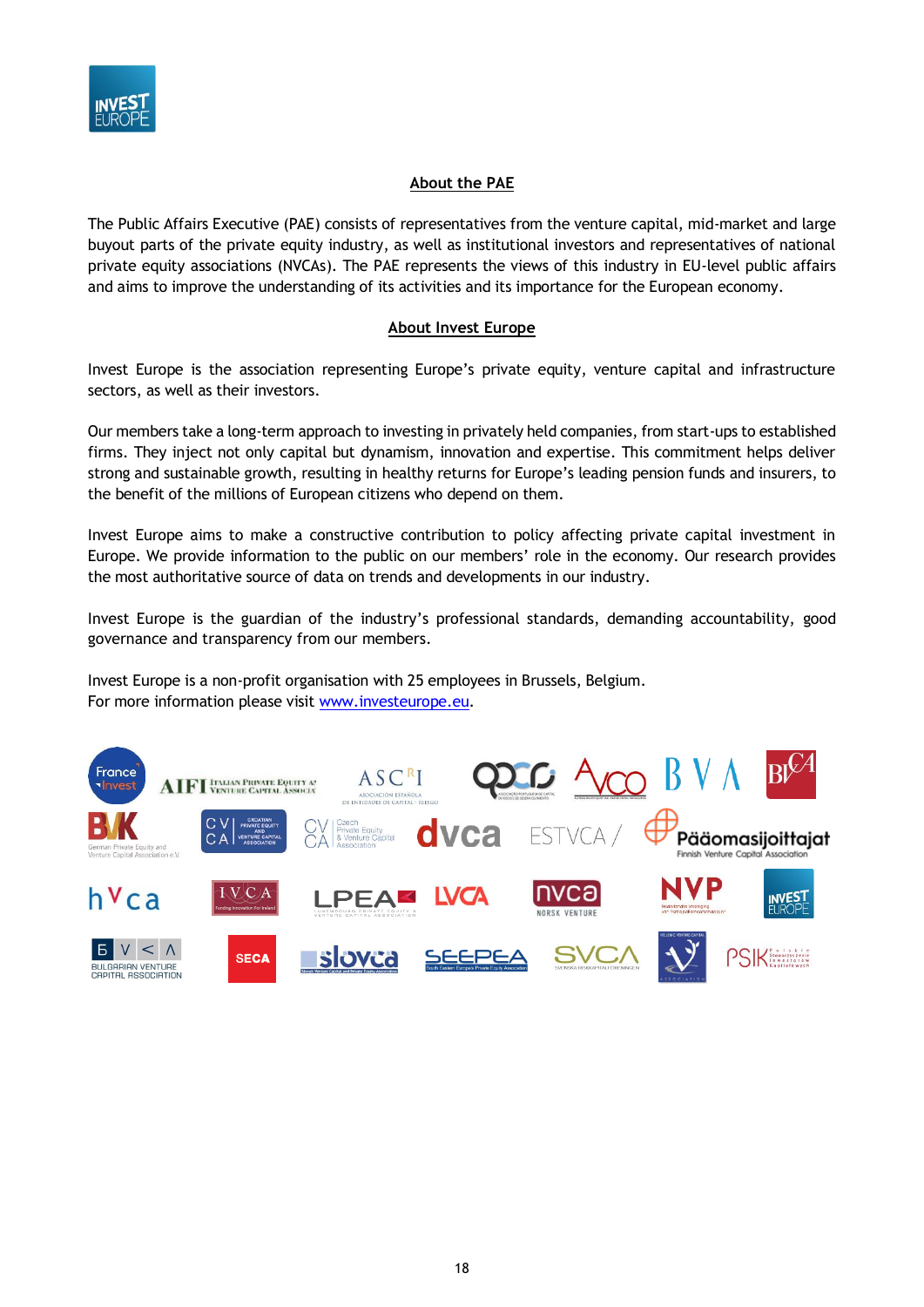## About the PAE

The Public Affairs Executive (PAE) consists of representatives from the venture capital, mid-market and large buyout parts of the private equity industry, as well as institutional investors and representatives of national private equity associations (NVCAs). The PAE represents the views of this industry in EU-level public affairs and aims to improve the understanding of its activities and its importance for the European economy.

## About Invest Europe

Invest Europe is the association representing Europe's private equity, venture capital and infrastructure sectors, as well as their investors.

Our members take a long-term approach to investing in privately held companies, from start-ups to established firms. They inject not only capital but dynamism, innovation and expertise. This commitment helps deliver strong and sustainable growth, resulting in healthy returns for Europe's leading pension funds and insurers, to the benefit of the millions of European citizens who depend on them.

Invest Europe aims to make a constructive contribution to policy affecting private capital investment in Europe. We provide information to the public on our members' role in the economy. Our research provides the most authoritative source of data on trends and developments in our industry.

Invest Europe is the guardian of the industry's professional standards, demanding accountability, good governance and transparency from our members.

Invest Europe is a non-profit organisation with 25 employees in Brussels, Belgium.
For more information please visit [www.investeurope.eu](http://www.investeurope.eu).